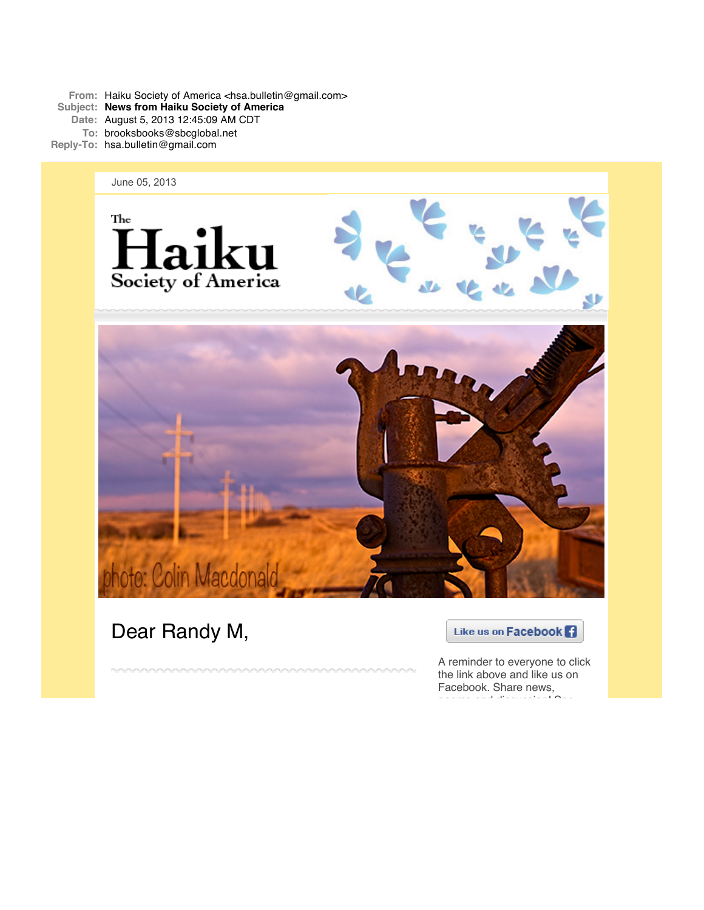**From:** Haiku Society of America <hsa.bulletin@gmail.com>
**Subject:** **News from Haiku Society of America**
**Date:** August 5, 2013 12:45:09 AM CDT
**To:** brooksbooks@sbcglobal.net
**Reply-To:** hsa.bulletin@gmail.com

June 05, 2013

The Haiku Society of America

photo: Colin Macdonald

# Dear Randy M,

Like us on Facebook

A reminder to everyone to click the link above and like us on Facebook. Share news,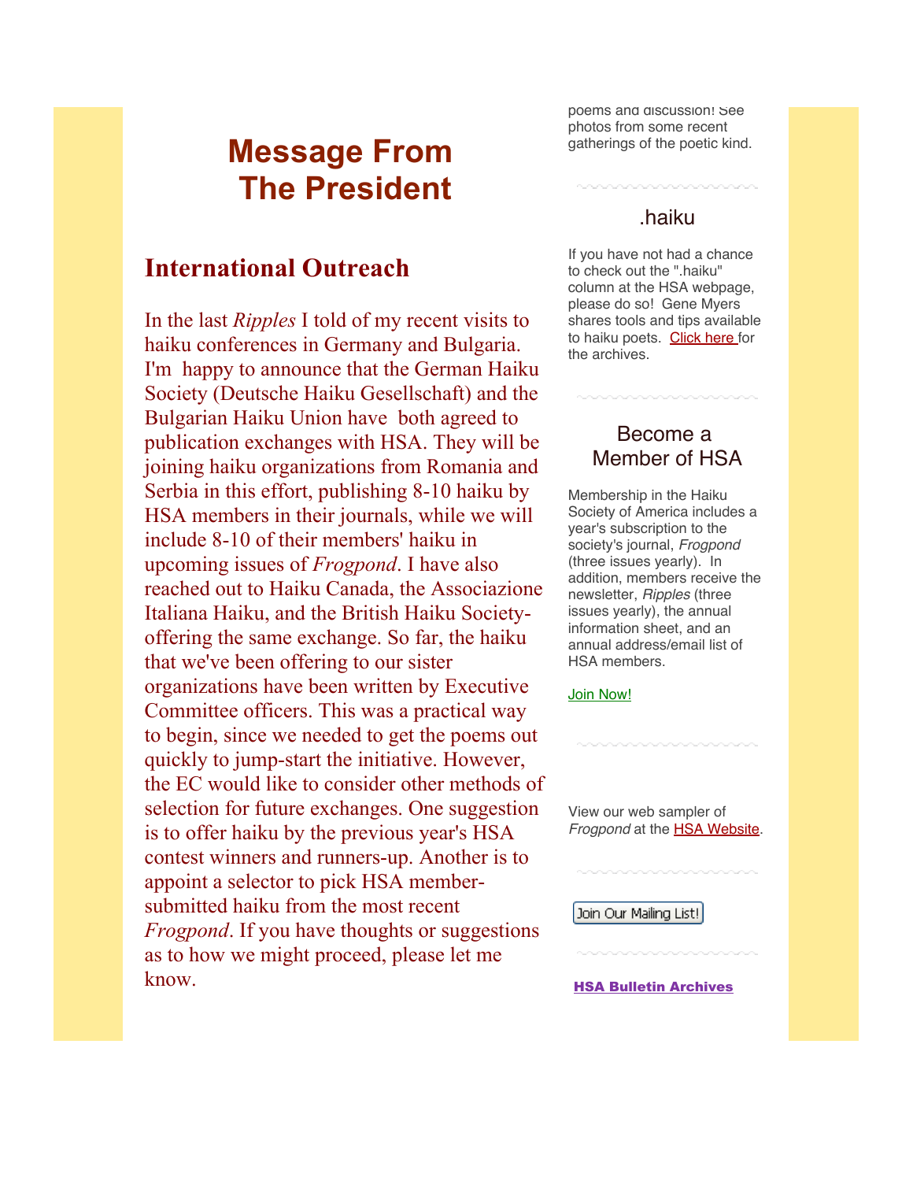# Message From The President

## International Outreach

In the last *Ripples* I told of my recent visits to haiku conferences in Germany and Bulgaria. I'm happy to announce that the German Haiku Society (Deutsche Haiku Gesellschaft) and the Bulgarian Haiku Union have both agreed to publication exchanges with HSA. They will be joining haiku organizations from Romania and Serbia in this effort, publishing 8-10 haiku by HSA members in their journals, while we will include 8-10 of their members' haiku in upcoming issues of *Frogpond*. I have also reached out to Haiku Canada, the Associazione Italiana Haiku, and the British Haiku Society- offering the same exchange. So far, the haiku that we've been offering to our sister organizations have been written by Executive Committee officers. This was a practical way to begin, since we needed to get the poems out quickly to jump-start the initiative. However, the EC would like to consider other methods of selection for future exchanges. One suggestion is to offer haiku by the previous year's HSA contest winners and runners-up. Another is to appoint a selector to pick HSA member-submitted haiku from the most recent *Frogpond*. If you have thoughts or suggestions as to how we might proceed, please let me know.

poems and discussion! See photos from some recent gatherings of the poetic kind.

### .haiku

If you have not had a chance to check out the ".haiku" column at the HSA webpage, please do so! Gene Myers shares tools and tips available to haiku poets. Click here for the archives.

### Become a Member of HSA

Membership in the Haiku Society of America includes a year's subscription to the society's journal, *Frogpond* (three issues yearly). In addition, members receive the newsletter, *Ripples* (three issues yearly), the annual information sheet, and an annual address/email list of HSA members.

Join Now!

View our web sampler of *Frogpond* at the HSA Website.

Join Our Mailing List!

**HSA Bulletin Archives**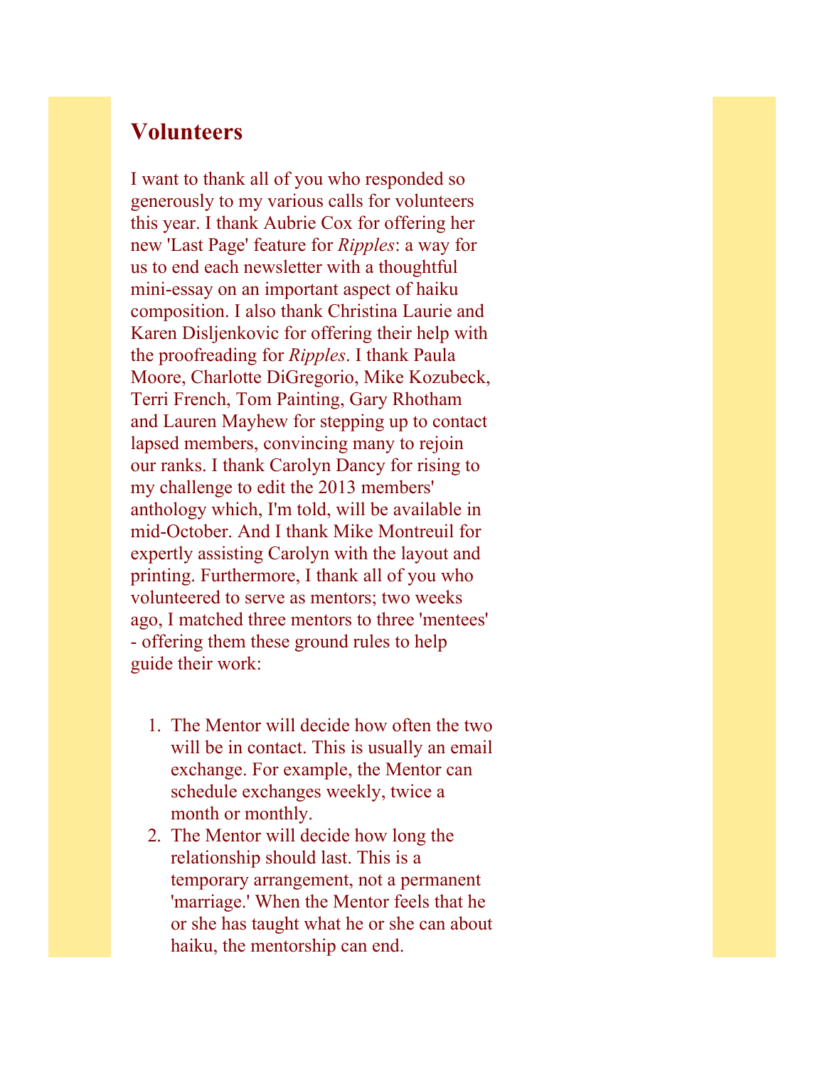## Volunteers

I want to thank all of you who responded so generously to my various calls for volunteers this year. I thank Aubrie Cox for offering her new 'Last Page' feature for *Ripples*: a way for us to end each newsletter with a thoughtful mini-essay on an important aspect of haiku composition. I also thank Christina Laurie and Karen Disljenkovic for offering their help with the proofreading for *Ripples*. I thank Paula Moore, Charlotte DiGregorio, Mike Kozubeck, Terri French, Tom Painting, Gary Rhotham and Lauren Mayhew for stepping up to contact lapsed members, convincing many to rejoin our ranks. I thank Carolyn Dancy for rising to my challenge to edit the 2013 members' anthology which, I'm told, will be available in mid-October. And I thank Mike Montreuil for expertly assisting Carolyn with the layout and printing. Furthermore, I thank all of you who volunteered to serve as mentors; two weeks ago, I matched three mentors to three 'mentees' - offering them these ground rules to help guide their work:

1. The Mentor will decide how often the two will be in contact. This is usually an email exchange. For example, the Mentor can schedule exchanges weekly, twice a month or monthly.
2. The Mentor will decide how long the relationship should last. This is a temporary arrangement, not a permanent 'marriage.' When the Mentor feels that he or she has taught what he or she can about haiku, the mentorship can end.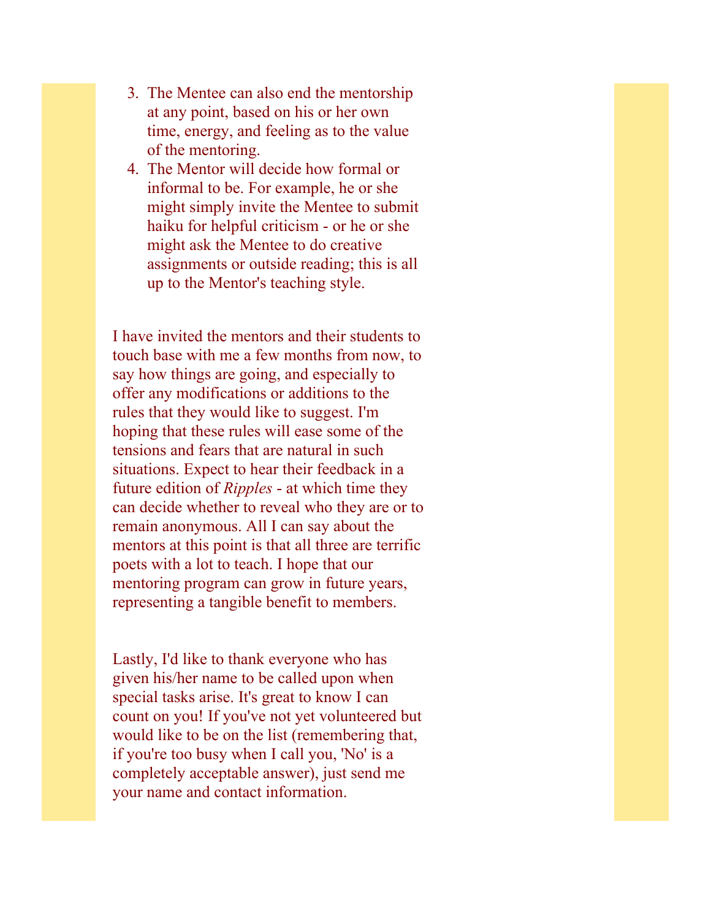3. The Mentee can also end the mentorship at any point, based on his or her own time, energy, and feeling as to the value of the mentoring.
4. The Mentor will decide how formal or informal to be. For example, he or she might simply invite the Mentee to submit haiku for helpful criticism - or he or she might ask the Mentee to do creative assignments or outside reading; this is all up to the Mentor's teaching style.

I have invited the mentors and their students to touch base with me a few months from now, to say how things are going, and especially to offer any modifications or additions to the rules that they would like to suggest. I'm hoping that these rules will ease some of the tensions and fears that are natural in such situations. Expect to hear their feedback in a future edition of *Ripples* - at which time they can decide whether to reveal who they are or to remain anonymous. All I can say about the mentors at this point is that all three are terrific poets with a lot to teach. I hope that our mentoring program can grow in future years, representing a tangible benefit to members.

Lastly, I'd like to thank everyone who has given his/her name to be called upon when special tasks arise. It's great to know I can count on you! If you've not yet volunteered but would like to be on the list (remembering that, if you're too busy when I call you, 'No' is a completely acceptable answer), just send me your name and contact information.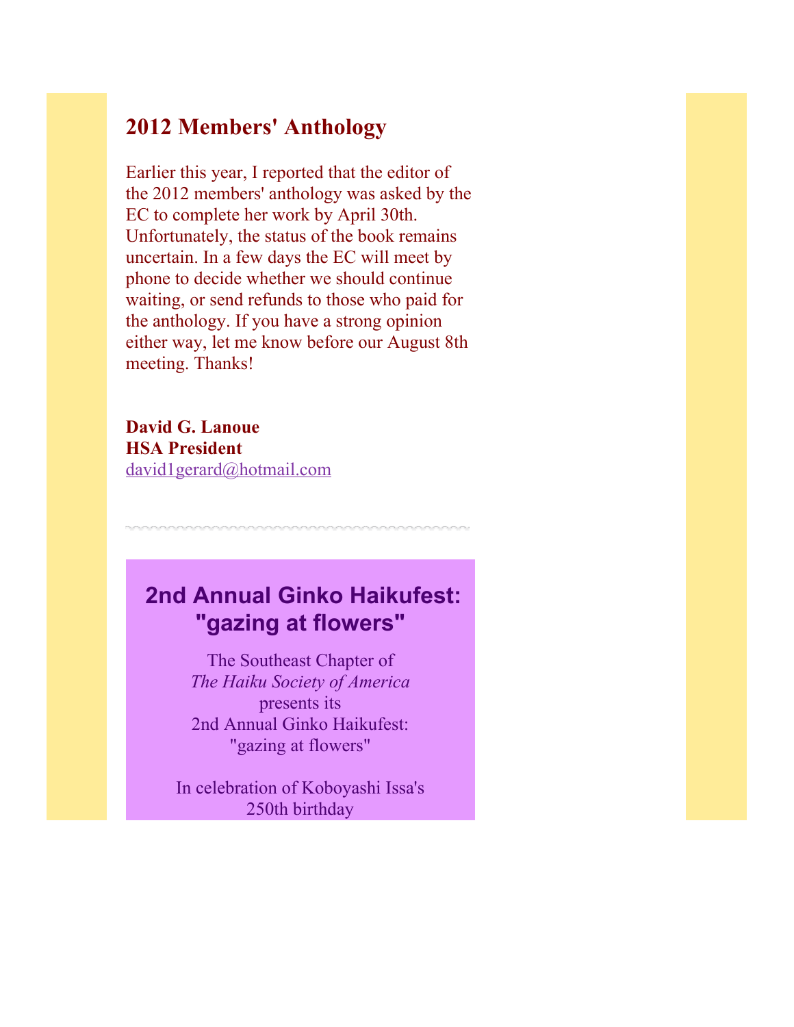## 2012 Members' Anthology

Earlier this year, I reported that the editor of the 2012 members' anthology was asked by the EC to complete her work by April 30th. Unfortunately, the status of the book remains uncertain. In a few days the EC will meet by phone to decide whether we should continue waiting, or send refunds to those who paid for the anthology. If you have a strong opinion either way, let me know before our August 8th meeting. Thanks!

**David G. Lanoue**
**HSA President**
david1gerard@hotmail.com

---

## 2nd Annual Ginko Haikufest: "gazing at flowers"

The Southeast Chapter of
*The Haiku Society of America*
presents its
2nd Annual Ginko Haikufest:
"gazing at flowers"

In celebration of Koboyashi Issa's
250th birthday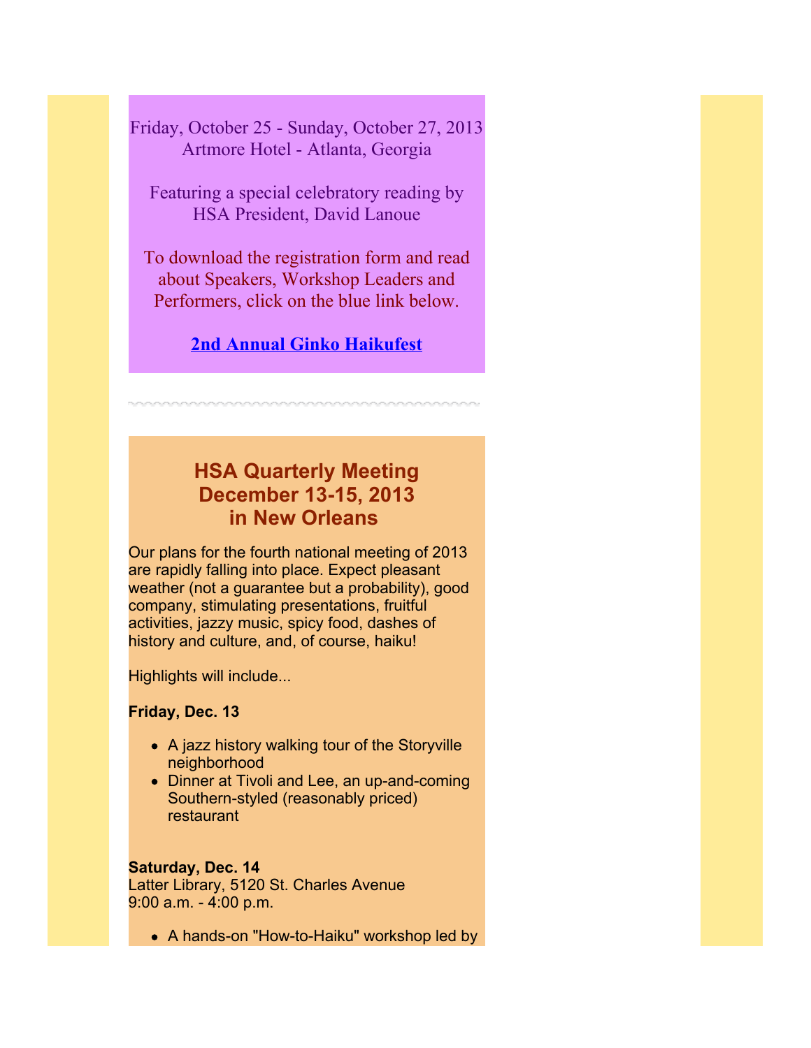Friday, October 25 - Sunday, October 27, 2013
Artmore Hotel - Atlanta, Georgia

Featuring a special celebratory reading by HSA President, David Lanoue

To download the registration form and read about Speakers, Workshop Leaders and Performers, click on the blue link below.

**2nd Annual Ginko Haikufest**

## HSA Quarterly Meeting December 13-15, 2013 in New Orleans

Our plans for the fourth national meeting of 2013 are rapidly falling into place. Expect pleasant weather (not a guarantee but a probability), good company, stimulating presentations, fruitful activities, jazzy music, spicy food, dashes of history and culture, and, of course, haiku!

Highlights will include...

**Friday, Dec. 13**

- A jazz history walking tour of the Storyville neighborhood
- Dinner at Tivoli and Lee, an up-and-coming Southern-styled (reasonably priced) restaurant

**Saturday, Dec. 14**
Latter Library, 5120 St. Charles Avenue
9:00 a.m. - 4:00 p.m.

- A hands-on "How-to-Haiku" workshop led by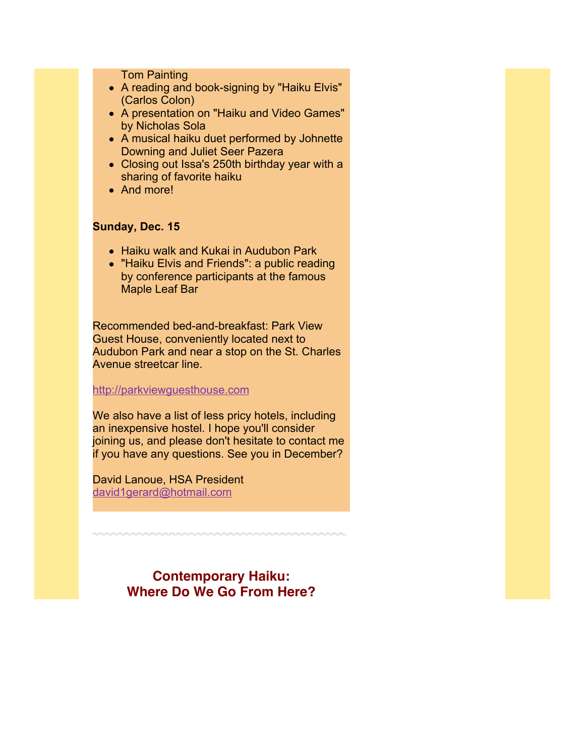Tom Painting

- A reading and book-signing by "Haiku Elvis" (Carlos Colon)
- A presentation on "Haiku and Video Games" by Nicholas Sola
- A musical haiku duet performed by Johnette Downing and Juliet Seer Pazera
- Closing out Issa's 250th birthday year with a sharing of favorite haiku
- And more!

**Sunday, Dec. 15**

- Haiku walk and Kukai in Audubon Park
- "Haiku Elvis and Friends": a public reading by conference participants at the famous Maple Leaf Bar

Recommended bed-and-breakfast: Park View Guest House, conveniently located next to Audubon Park and near a stop on the St. Charles Avenue streetcar line.

http://parkviewguesthouse.com

We also have a list of less pricy hotels, including an inexpensive hostel. I hope you'll consider joining us, and please don't hesitate to contact me if you have any questions. See you in December?

David Lanoue, HSA President
david1gerard@hotmail.com

## Contemporary Haiku: Where Do We Go From Here?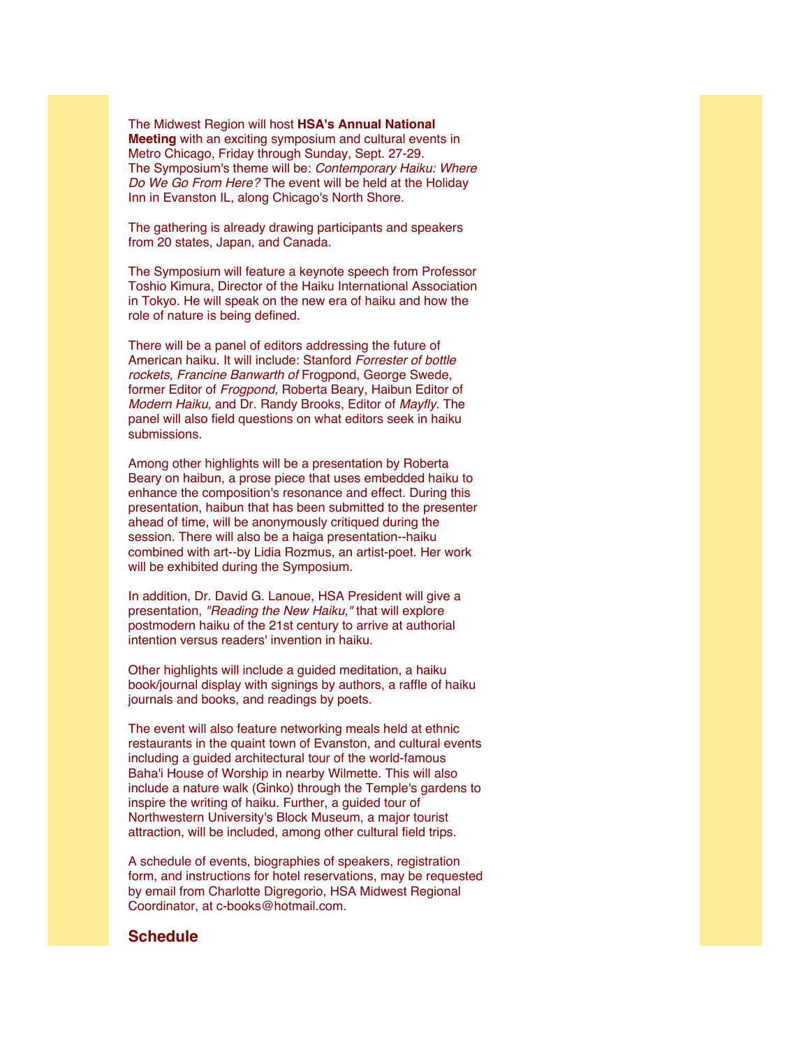The Midwest Region will host **HSA's Annual National Meeting** with an exciting symposium and cultural events in Metro Chicago, Friday through Sunday, Sept. 27-29. The Symposium's theme will be: *Contemporary Haiku: Where Do We Go From Here?* The event will be held at the Holiday Inn in Evanston IL, along Chicago's North Shore.

The gathering is already drawing participants and speakers from 20 states, Japan, and Canada.

The Symposium will feature a keynote speech from Professor Toshio Kimura, Director of the Haiku International Association in Tokyo. He will speak on the new era of haiku and how the role of nature is being defined.

There will be a panel of editors addressing the future of American haiku. It will include: Stanford *Forrester of bottle rockets, Francine Banwarth of* Frogpond, George Swede, former Editor of *Frogpond,* Roberta Beary, Haibun Editor of *Modern Haiku,* and Dr. Randy Brooks, Editor of *Mayfly.* The panel will also field questions on what editors seek in haiku submissions.

Among other highlights will be a presentation by Roberta Beary on haibun, a prose piece that uses embedded haiku to enhance the composition's resonance and effect. During this presentation, haibun that has been submitted to the presenter ahead of time, will be anonymously critiqued during the session. There will also be a haiga presentation--haiku combined with art--by Lidia Rozmus, an artist-poet. Her work will be exhibited during the Symposium.

In addition, Dr. David G. Lanoue, HSA President will give a presentation, *"Reading the New Haiku,"* that will explore postmodern haiku of the 21st century to arrive at authorial intention versus readers' invention in haiku.

Other highlights will include a guided meditation, a haiku book/journal display with signings by authors, a raffle of haiku journals and books, and readings by poets.

The event will also feature networking meals held at ethnic restaurants in the quaint town of Evanston, and cultural events including a guided architectural tour of the world-famous Baha'i House of Worship in nearby Wilmette. This will also include a nature walk (Ginko) through the Temple's gardens to inspire the writing of haiku. Further, a guided tour of Northwestern University's Block Museum, a major tourist attraction, will be included, among other cultural field trips.

A schedule of events, biographies of speakers, registration form, and instructions for hotel reservations, may be requested by email from Charlotte Digregorio, HSA Midwest Regional Coordinator, at c-books@hotmail.com.

## Schedule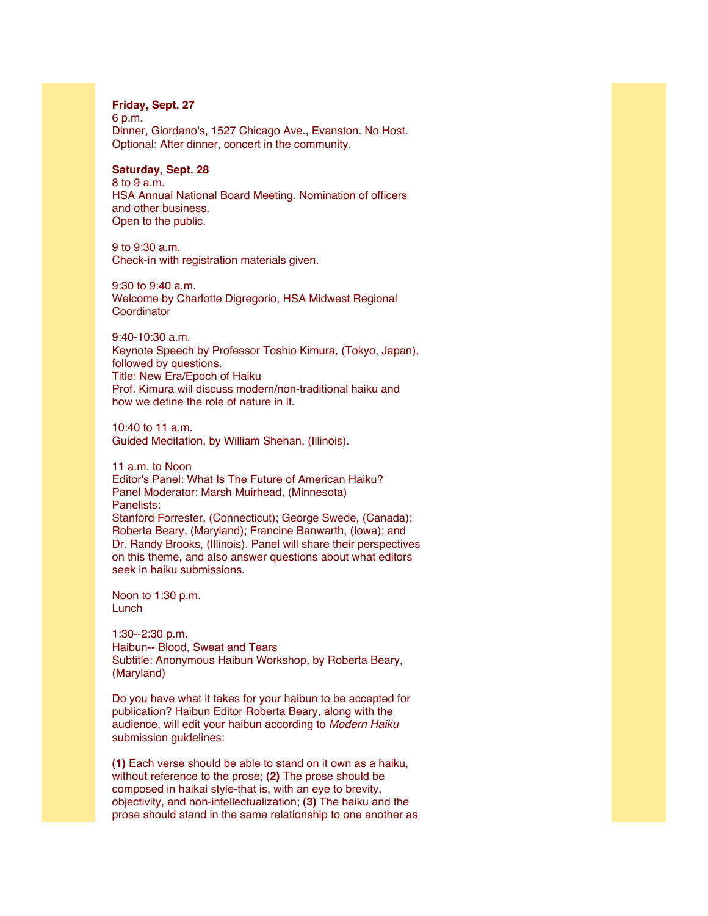**Friday, Sept. 27**
6 p.m.
Dinner, Giordano's, 1527 Chicago Ave., Evanston. No Host.
Optional: After dinner, concert in the community.

**Saturday, Sept. 28**
8 to 9 a.m.
HSA Annual National Board Meeting. Nomination of officers and other business.
Open to the public.

9 to 9:30 a.m.
Check-in with registration materials given.

9:30 to 9:40 a.m.
Welcome by Charlotte Digregorio, HSA Midwest Regional Coordinator

9:40-10:30 a.m.
Keynote Speech by Professor Toshio Kimura, (Tokyo, Japan), followed by questions.
Title: New Era/Epoch of Haiku
Prof. Kimura will discuss modern/non-traditional haiku and how we define the role of nature in it.

10:40 to 11 a.m.
Guided Meditation, by William Shehan, (Illinois).

11 a.m. to Noon
Editor's Panel: What Is The Future of American Haiku?
Panel Moderator: Marsh Muirhead, (Minnesota)
Panelists:
Stanford Forrester, (Connecticut); George Swede, (Canada); Roberta Beary, (Maryland); Francine Banwarth, (Iowa); and Dr. Randy Brooks, (Illinois). Panel will share their perspectives on this theme, and also answer questions about what editors seek in haiku submissions.

Noon to 1:30 p.m.
Lunch

1:30--2:30 p.m.
Haibun-- Blood, Sweat and Tears
Subtitle: Anonymous Haibun Workshop, by Roberta Beary, (Maryland)

Do you have what it takes for your haibun to be accepted for publication? Haibun Editor Roberta Beary, along with the audience, will edit your haibun according to *Modern Haiku* submission guidelines:

**(1)** Each verse should be able to stand on it own as a haiku, without reference to the prose; **(2)** The prose should be composed in haikai style-that is, with an eye to brevity, objectivity, and non-intellectualization; **(3)** The haiku and the prose should stand in the same relationship to one another as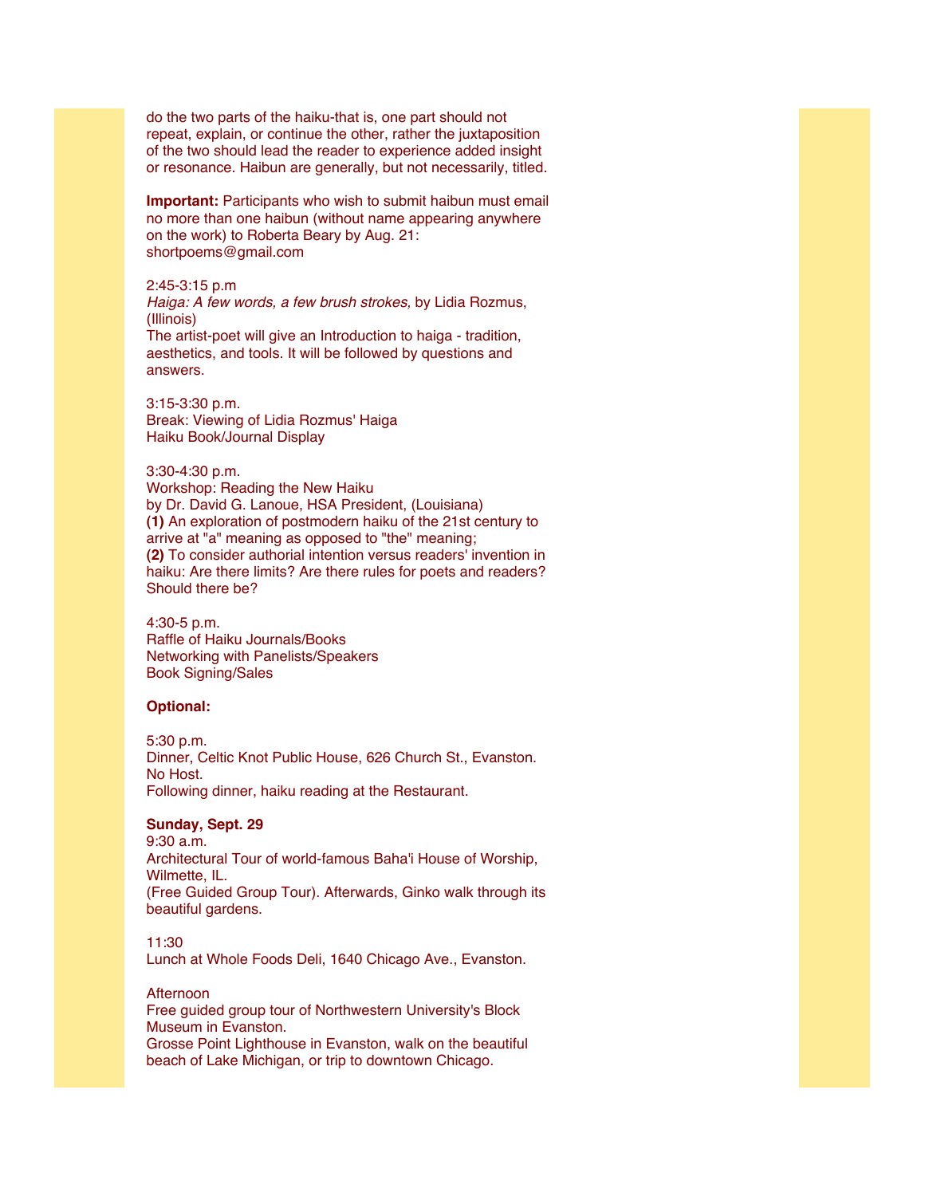do the two parts of the haiku-that is, one part should not repeat, explain, or continue the other, rather the juxtaposition of the two should lead the reader to experience added insight or resonance. Haibun are generally, but not necessarily, titled.

**Important:** Participants who wish to submit haibun must email no more than one haibun (without name appearing anywhere on the work) to Roberta Beary by Aug. 21: shortpoems@gmail.com

2:45-3:15 p.m  
*Haiga: A few words, a few brush strokes,* by Lidia Rozmus, (Illinois)  
The artist-poet will give an Introduction to haiga - tradition, aesthetics, and tools. It will be followed by questions and answers.

3:15-3:30 p.m.  
Break: Viewing of Lidia Rozmus' Haiga  
Haiku Book/Journal Display

3:30-4:30 p.m.  
Workshop: Reading the New Haiku  
by Dr. David G. Lanoue, HSA President, (Louisiana)  
**(1)** An exploration of postmodern haiku of the 21st century to arrive at "a" meaning as opposed to "the" meaning;  
**(2)** To consider authorial intention versus readers' invention in haiku: Are there limits? Are there rules for poets and readers? Should there be?

4:30-5 p.m.  
Raffle of Haiku Journals/Books  
Networking with Panelists/Speakers  
Book Signing/Sales

**Optional:**

5:30 p.m.  
Dinner, Celtic Knot Public House, 626 Church St., Evanston.  
No Host.  
Following dinner, haiku reading at the Restaurant.

**Sunday, Sept. 29**  
9:30 a.m.  
Architectural Tour of world-famous Baha'i House of Worship, Wilmette, IL.  
(Free Guided Group Tour). Afterwards, Ginko walk through its beautiful gardens.

11:30  
Lunch at Whole Foods Deli, 1640 Chicago Ave., Evanston.

Afternoon  
Free guided group tour of Northwestern University's Block Museum in Evanston.  
Grosse Point Lighthouse in Evanston, walk on the beautiful beach of Lake Michigan, or trip to downtown Chicago.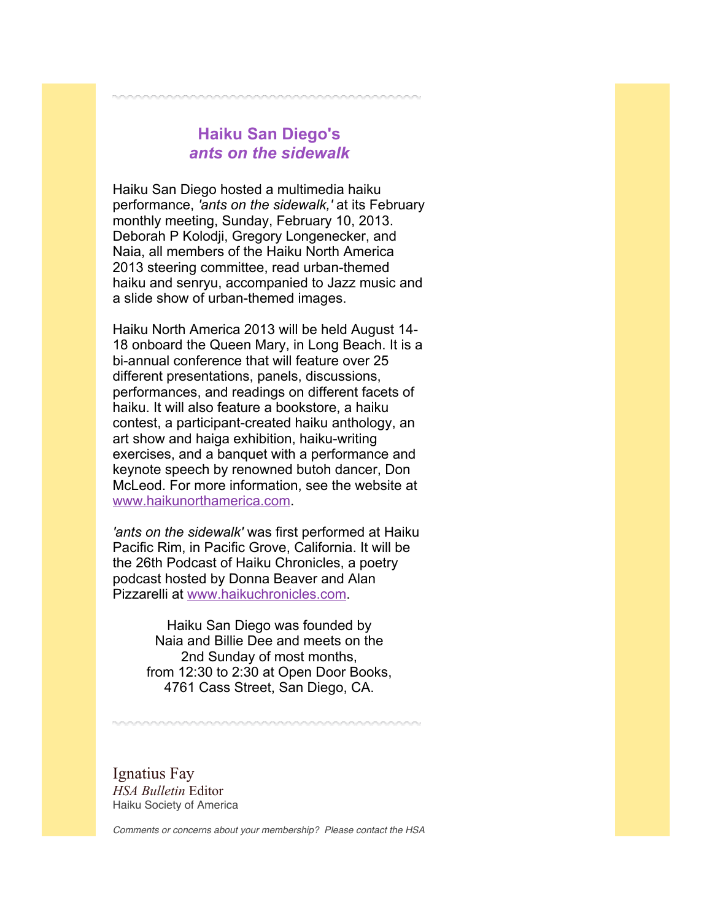## Haiku San Diego's
## *ants on the sidewalk*

Haiku San Diego hosted a multimedia haiku performance, *'ants on the sidewalk,'* at its February monthly meeting, Sunday, February 10, 2013. Deborah P Kolodji, Gregory Longenecker, and Naia, all members of the Haiku North America 2013 steering committee, read urban-themed haiku and senryu, accompanied to Jazz music and a slide show of urban-themed images.

Haiku North America 2013 will be held August 14-18 onboard the Queen Mary, in Long Beach. It is a bi-annual conference that will feature over 25 different presentations, panels, discussions, performances, and readings on different facets of haiku. It will also feature a bookstore, a haiku contest, a participant-created haiku anthology, an art show and haiga exhibition, haiku-writing exercises, and a banquet with a performance and keynote speech by renowned butoh dancer, Don McLeod. For more information, see the website at www.haikunorthamerica.com.

*'ants on the sidewalk'* was first performed at Haiku Pacific Rim, in Pacific Grove, California. It will be the 26th Podcast of Haiku Chronicles, a poetry podcast hosted by Donna Beaver and Alan Pizzarelli at www.haikuchronicles.com.

Haiku San Diego was founded by
Naia and Billie Dee and meets on the
2nd Sunday of most months,
from 12:30 to 2:30 at Open Door Books,
4761 Cass Street, San Diego, CA.

---

Ignatius Fay
*HSA Bulletin* Editor
Haiku Society of America

*Comments or concerns about your membership? Please contact the HSA*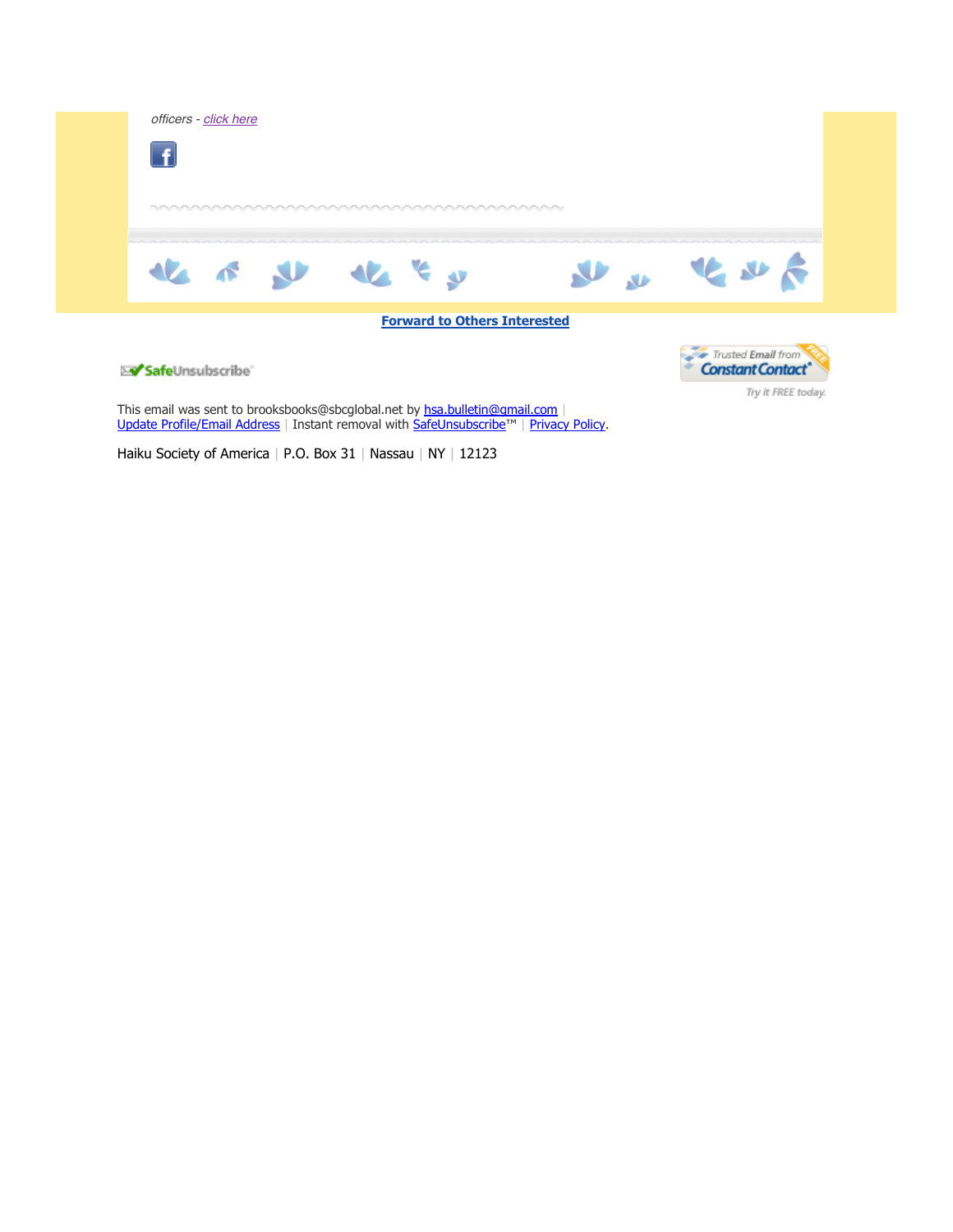*officers - click here*

**Forward to Others Interested**

SafeUnsubscribe

Trusted Email from Constant Contact

Try it FREE today.

This email was sent to brooksbooks@sbcglobal.net by hsa.bulletin@gmail.com | Update Profile/Email Address | Instant removal with SafeUnsubscribe™ | Privacy Policy.

Haiku Society of America | P.O. Box 31 | Nassau | NY | 12123